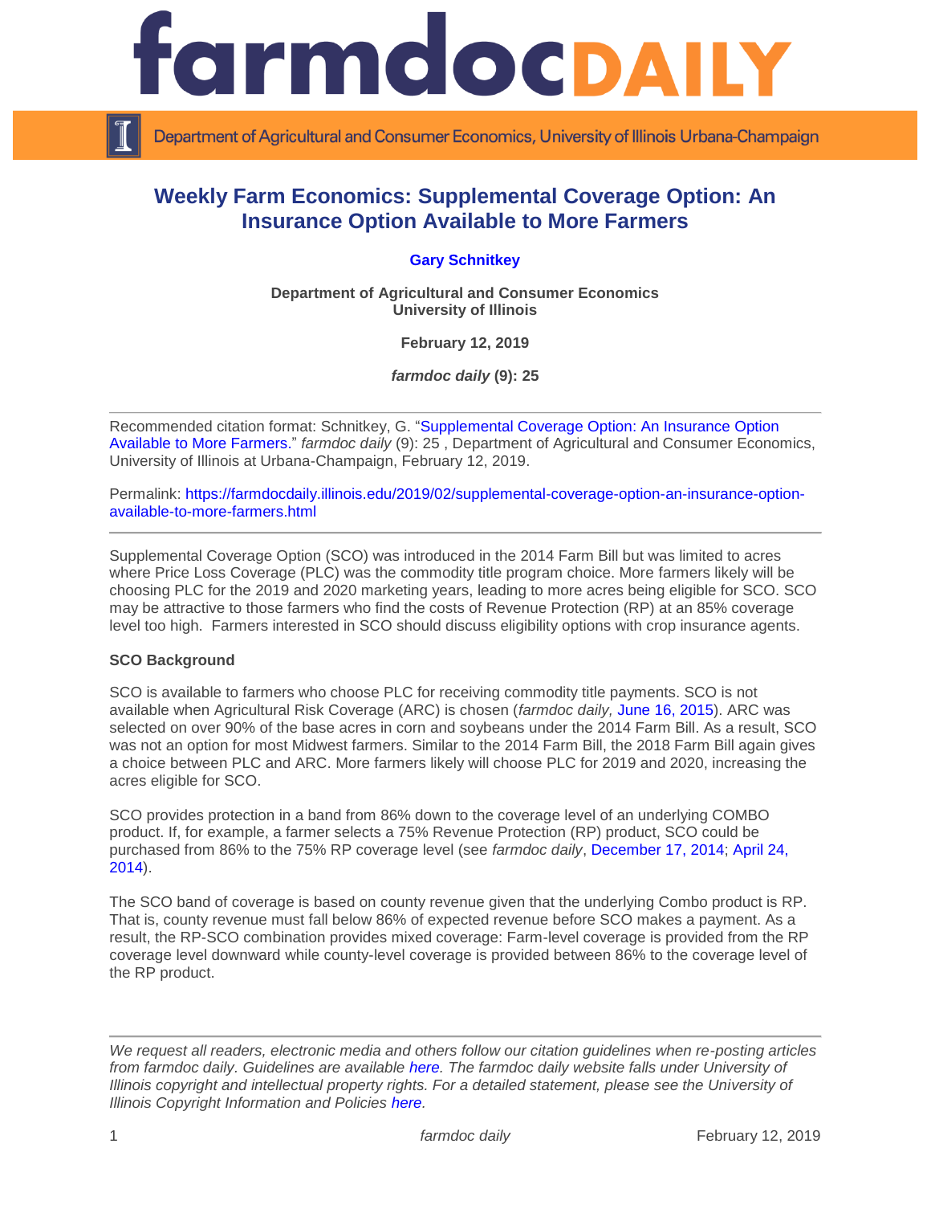# Weekly Farm Economics: Supplemental Coverage Option: An Insurance Option Available to More Farmers

**Gary Schnitkey**

**Department of Agricultural and Consumer Economics**
**University of Illinois**

**February 12, 2019**

***farmdoc daily* (9): 25**

---

Recommended citation format: Schnitkey, G. "Supplemental Coverage Option: An Insurance Option Available to More Farmers." *farmdoc daily* (9): 25 , Department of Agricultural and Consumer Economics, University of Illinois at Urbana-Champaign, February 12, 2019.

Permalink: https://farmdocdaily.illinois.edu/2019/02/supplemental-coverage-option-an-insurance-option-available-to-more-farmers.html

---

Supplemental Coverage Option (SCO) was introduced in the 2014 Farm Bill but was limited to acres where Price Loss Coverage (PLC) was the commodity title program choice. More farmers likely will be choosing PLC for the 2019 and 2020 marketing years, leading to more acres being eligible for SCO. SCO may be attractive to those farmers who find the costs of Revenue Protection (RP) at an 85% coverage level too high. Farmers interested in SCO should discuss eligibility options with crop insurance agents.

**SCO Background**

SCO is available to farmers who choose PLC for receiving commodity title payments. SCO is not available when Agricultural Risk Coverage (ARC) is chosen (*farmdoc daily,* June 16, 2015). ARC was selected on over 90% of the base acres in corn and soybeans under the 2014 Farm Bill. As a result, SCO was not an option for most Midwest farmers. Similar to the 2014 Farm Bill, the 2018 Farm Bill again gives a choice between PLC and ARC. More farmers likely will choose PLC for 2019 and 2020, increasing the acres eligible for SCO.

SCO provides protection in a band from 86% down to the coverage level of an underlying COMBO product. If, for example, a farmer selects a 75% Revenue Protection (RP) product, SCO could be purchased from 86% to the 75% RP coverage level (see *farmdoc daily*, December 17, 2014; April 24, 2014).

The SCO band of coverage is based on county revenue given that the underlying Combo product is RP. That is, county revenue must fall below 86% of expected revenue before SCO makes a payment. As a result, the RP-SCO combination provides mixed coverage: Farm-level coverage is provided from the RP coverage level downward while county-level coverage is provided between 86% to the coverage level of the RP product.

---

*We request all readers, electronic media and others follow our citation guidelines when re-posting articles from farmdoc daily. Guidelines are available here. The farmdoc daily website falls under University of Illinois copyright and intellectual property rights. For a detailed statement, please see the University of Illinois Copyright Information and Policies here.*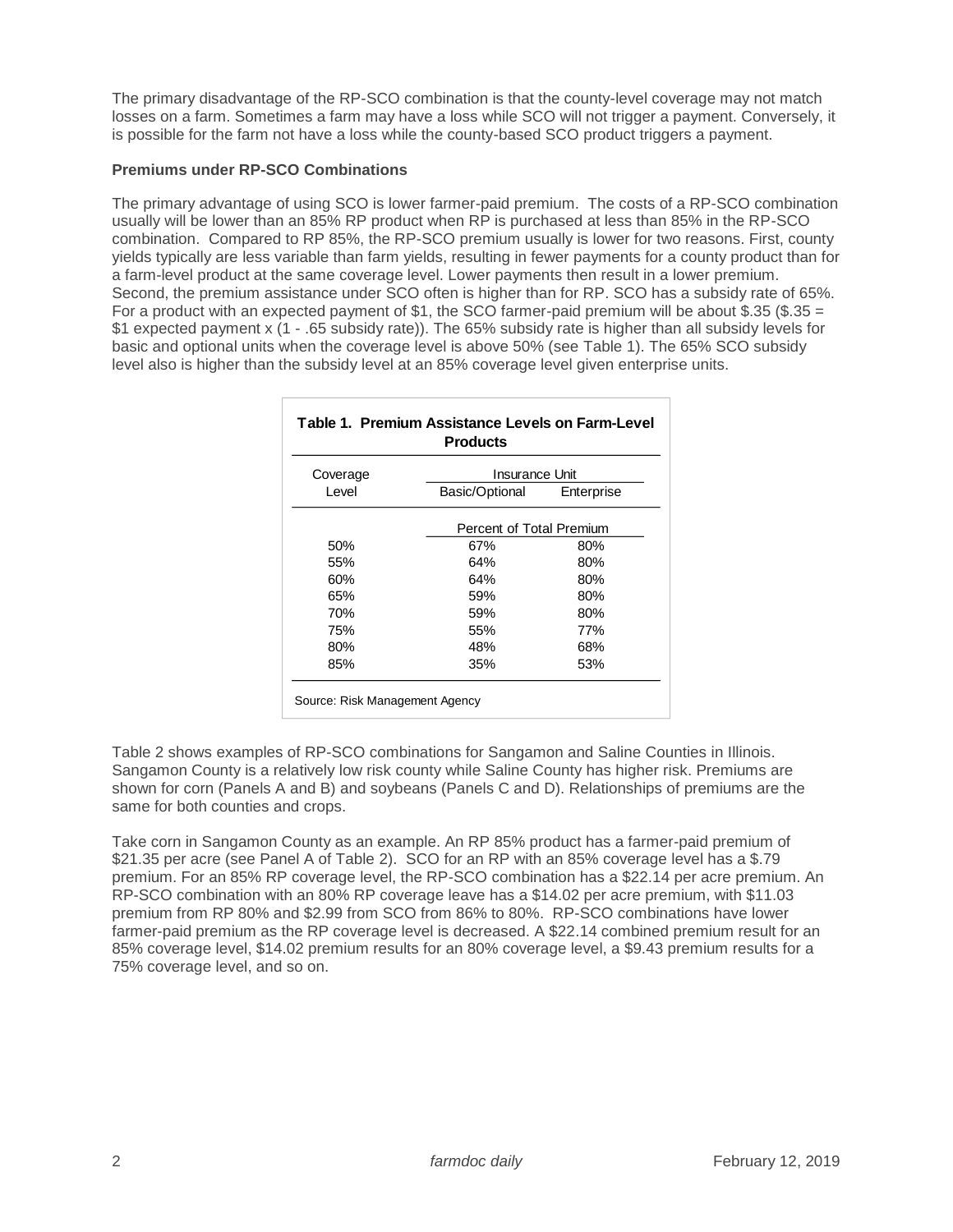The primary disadvantage of the RP-SCO combination is that the county-level coverage may not match losses on a farm. Sometimes a farm may have a loss while SCO will not trigger a payment. Conversely, it is possible for the farm not have a loss while the county-based SCO product triggers a payment.

**Premiums under RP-SCO Combinations**

The primary advantage of using SCO is lower farmer-paid premium. The costs of a RP-SCO combination usually will be lower than an 85% RP product when RP is purchased at less than 85% in the RP-SCO combination. Compared to RP 85%, the RP-SCO premium usually is lower for two reasons. First, county yields typically are less variable than farm yields, resulting in fewer payments for a county product than for a farm-level product at the same coverage level. Lower payments then result in a lower premium. Second, the premium assistance under SCO often is higher than for RP. SCO has a subsidy rate of 65%. For a product with an expected payment of $1, the SCO farmer-paid premium will be about $.35 ($.35 = $1 expected payment x (1 - .65 subsidy rate)). The 65% subsidy rate is higher than all subsidy levels for basic and optional units when the coverage level is above 50% (see Table 1). The 65% SCO subsidy level also is higher than the subsidy level at an 85% coverage level given enterprise units.

**Table 1. Premium Assistance Levels on Farm-Level Products**

| Coverage Level | Insurance Unit | |
|---|---|---|
| | Basic/Optional | Enterprise |
| | Percent of Total Premium | |
| 50% | 67% | 80% |
| 55% | 64% | 80% |
| 60% | 64% | 80% |
| 65% | 59% | 80% |
| 70% | 59% | 80% |
| 75% | 55% | 77% |
| 80% | 48% | 68% |
| 85% | 35% | 53% |

Source: Risk Management Agency

Table 2 shows examples of RP-SCO combinations for Sangamon and Saline Counties in Illinois. Sangamon County is a relatively low risk county while Saline County has higher risk. Premiums are shown for corn (Panels A and B) and soybeans (Panels C and D). Relationships of premiums are the same for both counties and crops.

Take corn in Sangamon County as an example. An RP 85% product has a farmer-paid premium of $21.35 per acre (see Panel A of Table 2). SCO for an RP with an 85% coverage level has a $.79 premium. For an 85% RP coverage level, the RP-SCO combination has a $22.14 per acre premium. An RP-SCO combination with an 80% RP coverage leave has a $14.02 per acre premium, with $11.03 premium from RP 80% and $2.99 from SCO from 86% to 80%. RP-SCO combinations have lower farmer-paid premium as the RP coverage level is decreased. A $22.14 combined premium result for an 85% coverage level, $14.02 premium results for an 80% coverage level, a $9.43 premium results for a 75% coverage level, and so on.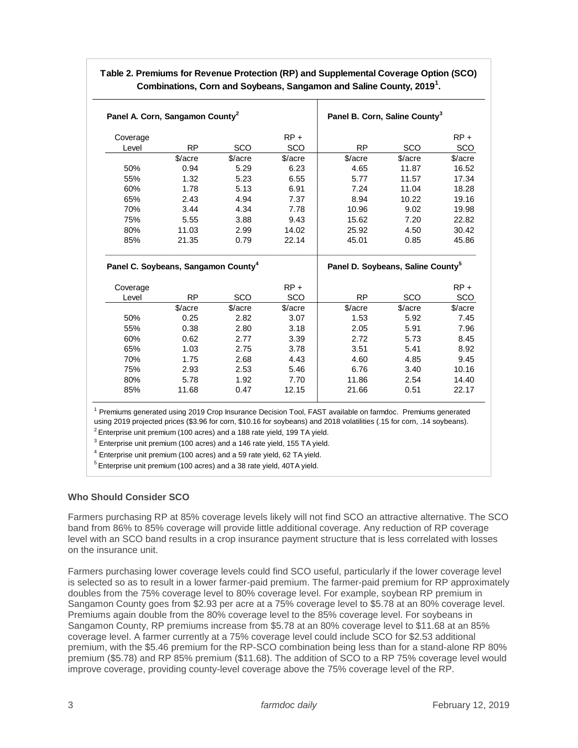**Table 2. Premiums for Revenue Protection (RP) and Supplemental Coverage Option (SCO) Combinations, Corn and Soybeans, Sangamon and Saline County, 2019[1].**

| Panel A. Corn, Sangamon County[2] | | | | Panel B. Corn, Saline County[3] | | |
|---|---|---|---|---|---|---|
| Coverage Level | RP | SCO | RP + SCO | RP | SCO | RP + SCO |
| | $/acre | $/acre | $/acre | $/acre | $/acre | $/acre |
| 50% | 0.94 | 5.29 | 6.23 | 4.65 | 11.87 | 16.52 |
| 55% | 1.32 | 5.23 | 6.55 | 5.77 | 11.57 | 17.34 |
| 60% | 1.78 | 5.13 | 6.91 | 7.24 | 11.04 | 18.28 |
| 65% | 2.43 | 4.94 | 7.37 | 8.94 | 10.22 | 19.16 |
| 70% | 3.44 | 4.34 | 7.78 | 10.96 | 9.02 | 19.98 |
| 75% | 5.55 | 3.88 | 9.43 | 15.62 | 7.20 | 22.82 |
| 80% | 11.03 | 2.99 | 14.02 | 25.92 | 4.50 | 30.42 |
| 85% | 21.35 | 0.79 | 22.14 | 45.01 | 0.85 | 45.86 |
| **Panel C. Soybeans, Sangamon County[4]** | | | | **Panel D. Soybeans, Saline County[5]** | | |
| Coverage Level | RP | SCO | RP + SCO | RP | SCO | RP + SCO |
| | $/acre | $/acre | $/acre | $/acre | $/acre | $/acre |
| 50% | 0.25 | 2.82 | 3.07 | 1.53 | 5.92 | 7.45 |
| 55% | 0.38 | 2.80 | 3.18 | 2.05 | 5.91 | 7.96 |
| 60% | 0.62 | 2.77 | 3.39 | 2.72 | 5.73 | 8.45 |
| 65% | 1.03 | 2.75 | 3.78 | 3.51 | 5.41 | 8.92 |
| 70% | 1.75 | 2.68 | 4.43 | 4.60 | 4.85 | 9.45 |
| 75% | 2.93 | 2.53 | 5.46 | 6.76 | 3.40 | 10.16 |
| 80% | 5.78 | 1.92 | 7.70 | 11.86 | 2.54 | 14.40 |
| 85% | 11.68 | 0.47 | 12.15 | 21.66 | 0.51 | 22.17 |

[1] Premiums generated using 2019 Crop Insurance Decision Tool, FAST available on farmdoc. Premiums generated using 2019 projected prices ($3.96 for corn, $10.16 for soybeans) and 2018 volatilities (.15 for corn, .14 soybeans).

[2] Enterprise unit premium (100 acres) and a 188 rate yield, 199 TA yield.

[3] Enterprise unit premium (100 acres) and a 146 rate yield, 155 TA yield.

[4] Enterprise unit premium (100 acres) and a 59 rate yield, 62 TA yield.

[5] Enterprise unit premium (100 acres) and a 38 rate yield, 40TA yield.

### Who Should Consider SCO

Farmers purchasing RP at 85% coverage levels likely will not find SCO an attractive alternative. The SCO band from 86% to 85% coverage will provide little additional coverage. Any reduction of RP coverage level with an SCO band results in a crop insurance payment structure that is less correlated with losses on the insurance unit.

Farmers purchasing lower coverage levels could find SCO useful, particularly if the lower coverage level is selected so as to result in a lower farmer-paid premium. The farmer-paid premium for RP approximately doubles from the 75% coverage level to 80% coverage level. For example, soybean RP premium in Sangamon County goes from $2.93 per acre at a 75% coverage level to $5.78 at an 80% coverage level. Premiums again double from the 80% coverage level to the 85% coverage level. For soybeans in Sangamon County, RP premiums increase from $5.78 at an 80% coverage level to $11.68 at an 85% coverage level. A farmer currently at a 75% coverage level could include SCO for $2.53 additional premium, with the $5.46 premium for the RP-SCO combination being less than for a stand-alone RP 80% premium ($5.78) and RP 85% premium ($11.68). The addition of SCO to a RP 75% coverage level would improve coverage, providing county-level coverage above the 75% coverage level of the RP.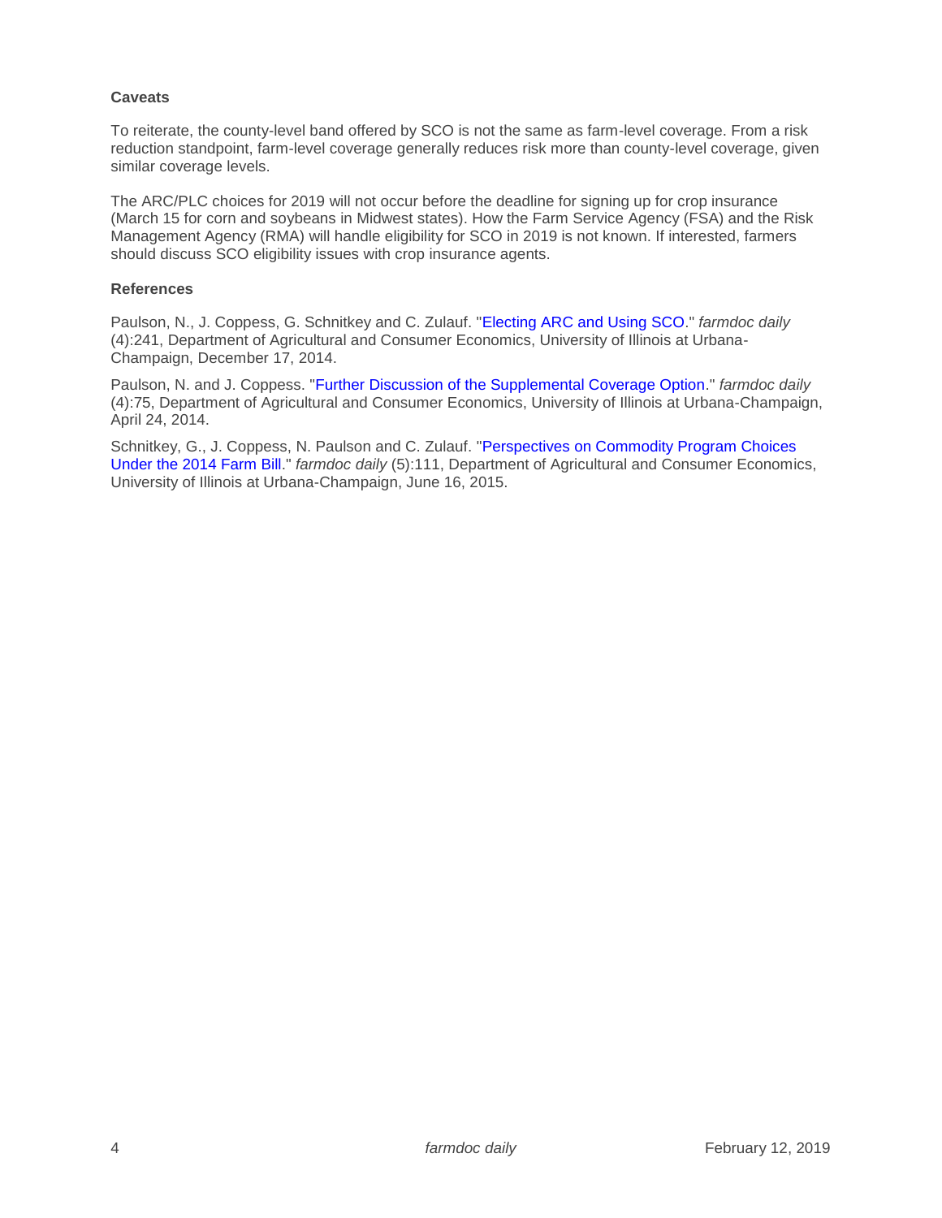**Caveats**

To reiterate, the county-level band offered by SCO is not the same as farm-level coverage. From a risk reduction standpoint, farm-level coverage generally reduces risk more than county-level coverage, given similar coverage levels.

The ARC/PLC choices for 2019 will not occur before the deadline for signing up for crop insurance (March 15 for corn and soybeans in Midwest states). How the Farm Service Agency (FSA) and the Risk Management Agency (RMA) will handle eligibility for SCO in 2019 is not known. If interested, farmers should discuss SCO eligibility issues with crop insurance agents.

**References**

Paulson, N., J. Coppess, G. Schnitkey and C. Zulauf. "Electing ARC and Using SCO." *farmdoc daily* (4):241, Department of Agricultural and Consumer Economics, University of Illinois at Urbana-Champaign, December 17, 2014.

Paulson, N. and J. Coppess. "Further Discussion of the Supplemental Coverage Option." *farmdoc daily* (4):75, Department of Agricultural and Consumer Economics, University of Illinois at Urbana-Champaign, April 24, 2014.

Schnitkey, G., J. Coppess, N. Paulson and C. Zulauf. "Perspectives on Commodity Program Choices Under the 2014 Farm Bill." *farmdoc daily* (5):111, Department of Agricultural and Consumer Economics, University of Illinois at Urbana-Champaign, June 16, 2015.